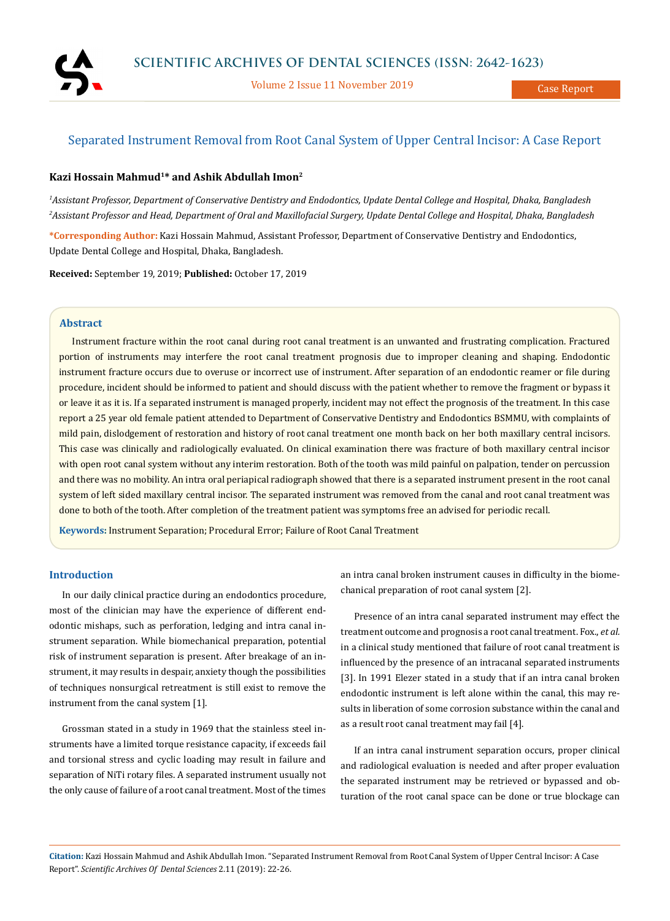# Separated Instrument Removal from Root Canal System of Upper Central Incisor: A Case Report

**Kazi Hossain Mahmud[1]* and Ashik Abdullah Imon[2]**

*[1]Assistant Professor, Department of Conservative Dentistry and Endodontics, Update Dental College and Hospital, Dhaka, Bangladesh*
*[2]Assistant Professor and Head, Department of Oral and Maxillofacial Surgery, Update Dental College and Hospital, Dhaka, Bangladesh*

***Corresponding Author:** Kazi Hossain Mahmud, Assistant Professor, Department of Conservative Dentistry and Endodontics, Update Dental College and Hospital, Dhaka, Bangladesh.

**Received:** September 19, 2019; **Published:** October 17, 2019

## Abstract

Instrument fracture within the root canal during root canal treatment is an unwanted and frustrating complication. Fractured portion of instruments may interfere the root canal treatment prognosis due to improper cleaning and shaping. Endodontic instrument fracture occurs due to overuse or incorrect use of instrument. After separation of an endodontic reamer or file during procedure, incident should be informed to patient and should discuss with the patient whether to remove the fragment or bypass it or leave it as it is. If a separated instrument is managed properly, incident may not effect the prognosis of the treatment. In this case report a 25 year old female patient attended to Department of Conservative Dentistry and Endodontics BSMMU, with complaints of mild pain, dislodgement of restoration and history of root canal treatment one month back on her both maxillary central incisors. This case was clinically and radiologically evaluated. On clinical examination there was fracture of both maxillary central incisor with open root canal system without any interim restoration. Both of the tooth was mild painful on palpation, tender on percussion and there was no mobility. An intra oral periapical radiograph showed that there is a separated instrument present in the root canal system of left sided maxillary central incisor. The separated instrument was removed from the canal and root canal treatment was done to both of the tooth. After completion of the treatment patient was symptoms free an advised for periodic recall.

**Keywords:** Instrument Separation; Procedural Error; Failure of Root Canal Treatment

## Introduction

In our daily clinical practice during an endodontics procedure, most of the clinician may have the experience of different endodontic mishaps, such as perforation, ledging and intra canal instrument separation. While biomechanical preparation, potential risk of instrument separation is present. After breakage of an instrument, it may results in despair, anxiety though the possibilities of techniques nonsurgical retreatment is still exist to remove the instrument from the canal system [1].

Grossman stated in a study in 1969 that the stainless steel instruments have a limited torque resistance capacity, if exceeds fail and torsional stress and cyclic loading may result in failure and separation of NiTi rotary files. A separated instrument usually not the only cause of failure of a root canal treatment. Most of the times an intra canal broken instrument causes in difficulty in the biomechanical preparation of root canal system [2].

Presence of an intra canal separated instrument may effect the treatment outcome and prognosis a root canal treatment. Fox., *et al.* in a clinical study mentioned that failure of root canal treatment is influenced by the presence of an intracanal separated instruments [3]. In 1991 Elezer stated in a study that if an intra canal broken endodontic instrument is left alone within the canal, this may results in liberation of some corrosion substance within the canal and as a result root canal treatment may fail [4].

If an intra canal instrument separation occurs, proper clinical and radiological evaluation is needed and after proper evaluation the separated instrument may be retrieved or bypassed and obturation of the root canal space can be done or true blockage can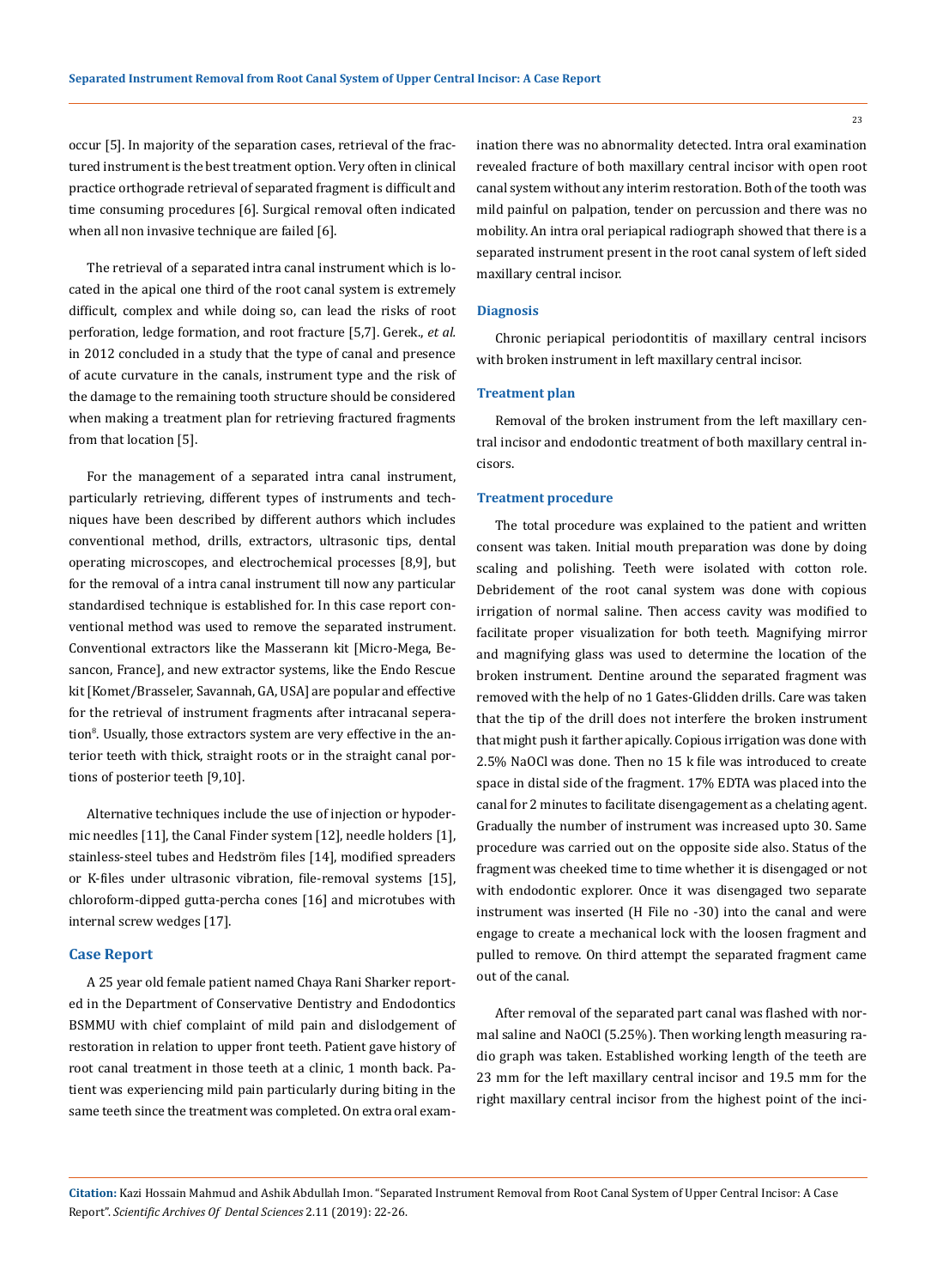occur [5]. In majority of the separation cases, retrieval of the fractured instrument is the best treatment option. Very often in clinical practice orthograde retrieval of separated fragment is difficult and time consuming procedures [6]. Surgical removal often indicated when all non invasive technique are failed [6].

The retrieval of a separated intra canal instrument which is located in the apical one third of the root canal system is extremely difficult, complex and while doing so, can lead the risks of root perforation, ledge formation, and root fracture [5,7]. Gerek., *et al.* in 2012 concluded in a study that the type of canal and presence of acute curvature in the canals, instrument type and the risk of the damage to the remaining tooth structure should be considered when making a treatment plan for retrieving fractured fragments from that location [5].

For the management of a separated intra canal instrument, particularly retrieving, different types of instruments and techniques have been described by different authors which includes conventional method, drills, extractors, ultrasonic tips, dental operating microscopes, and electrochemical processes [8,9], but for the removal of a intra canal instrument till now any particular standardised technique is established for. In this case report conventional method was used to remove the separated instrument. Conventional extractors like the Masserann kit [Micro-Mega, Besancon, France], and new extractor systems, like the Endo Rescue kit [Komet/Brasseler, Savannah, GA, USA] are popular and effective for the retrieval of instrument fragments after intracanal seperation[8]. Usually, those extractors system are very effective in the anterior teeth with thick, straight roots or in the straight canal portions of posterior teeth [9,10].

Alternative techniques include the use of injection or hypodermic needles [11], the Canal Finder system [12], needle holders [1], stainless-steel tubes and Hedström files [14], modified spreaders or K-files under ultrasonic vibration, file-removal systems [15], chloroform-dipped gutta-percha cones [16] and microtubes with internal screw wedges [17].

## Case Report

A 25 year old female patient named Chaya Rani Sharker reported in the Department of Conservative Dentistry and Endodontics BSMMU with chief complaint of mild pain and dislodgement of restoration in relation to upper front teeth. Patient gave history of root canal treatment in those teeth at a clinic, 1 month back. Patient was experiencing mild pain particularly during biting in the same teeth since the treatment was completed. On extra oral examination there was no abnormality detected. Intra oral examination revealed fracture of both maxillary central incisor with open root canal system without any interim restoration. Both of the tooth was mild painful on palpation, tender on percussion and there was no mobility. An intra oral periapical radiograph showed that there is a separated instrument present in the root canal system of left sided maxillary central incisor.

### Diagnosis

Chronic periapical periodontitis of maxillary central incisors with broken instrument in left maxillary central incisor.

### Treatment plan

Removal of the broken instrument from the left maxillary central incisor and endodontic treatment of both maxillary central incisors.

### Treatment procedure

The total procedure was explained to the patient and written consent was taken. Initial mouth preparation was done by doing scaling and polishing. Teeth were isolated with cotton role. Debridement of the root canal system was done with copious irrigation of normal saline. Then access cavity was modified to facilitate proper visualization for both teeth. Magnifying mirror and magnifying glass was used to determine the location of the broken instrument. Dentine around the separated fragment was removed with the help of no 1 Gates-Glidden drills. Care was taken that the tip of the drill does not interfere the broken instrument that might push it farther apically. Copious irrigation was done with 2.5% NaOCl was done. Then no 15 k file was introduced to create space in distal side of the fragment. 17% EDTA was placed into the canal for 2 minutes to facilitate disengagement as a chelating agent. Gradually the number of instrument was increased upto 30. Same procedure was carried out on the opposite side also. Status of the fragment was cheeked time to time whether it is disengaged or not with endodontic explorer. Once it was disengaged two separate instrument was inserted (H File no -30) into the canal and were engage to create a mechanical lock with the loosen fragment and pulled to remove. On third attempt the separated fragment came out of the canal.

After removal of the separated part canal was flashed with normal saline and NaOCl (5.25%). Then working length measuring radio graph was taken. Established working length of the teeth are 23 mm for the left maxillary central incisor and 19.5 mm for the right maxillary central incisor from the highest point of the inci-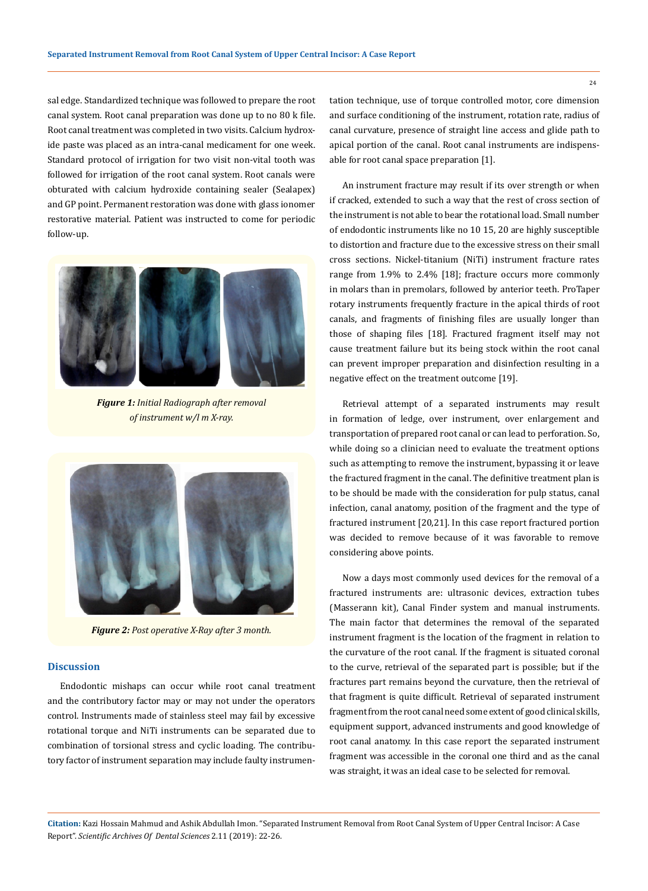sal edge. Standardized technique was followed to prepare the root canal system. Root canal preparation was done up to no 80 k file. Root canal treatment was completed in two visits. Calcium hydroxide paste was placed as an intra-canal medicament for one week. Standard protocol of irrigation for two visit non-vital tooth was followed for irrigation of the root canal system. Root canals were obturated with calcium hydroxide containing sealer (Sealapex) and GP point. Permanent restoration was done with glass ionomer restorative material. Patient was instructed to come for periodic follow-up.

***Figure 1:*** *Initial Radiograph after removal of instrument w/l m X-ray.*

***Figure 2:*** *Post operative X-Ray after 3 month.*

## Discussion

Endodontic mishaps can occur while root canal treatment and the contributory factor may or may not under the operators control. Instruments made of stainless steel may fail by excessive rotational torque and NiTi instruments can be separated due to combination of torsional stress and cyclic loading. The contributory factor of instrument separation may include faulty instrumentation technique, use of torque controlled motor, core dimension and surface conditioning of the instrument, rotation rate, radius of canal curvature, presence of straight line access and glide path to apical portion of the canal. Root canal instruments are indispensable for root canal space preparation [1].

An instrument fracture may result if its over strength or when if cracked, extended to such a way that the rest of cross section of the instrument is not able to bear the rotational load. Small number of endodontic instruments like no 10 15, 20 are highly susceptible to distortion and fracture due to the excessive stress on their small cross sections. Nickel-titanium (NiTi) instrument fracture rates range from 1.9% to 2.4% [18]; fracture occurs more commonly in molars than in premolars, followed by anterior teeth. ProTaper rotary instruments frequently fracture in the apical thirds of root canals, and fragments of finishing files are usually longer than those of shaping files [18]. Fractured fragment itself may not cause treatment failure but its being stock within the root canal can prevent improper preparation and disinfection resulting in a negative effect on the treatment outcome [19].

Retrieval attempt of a separated instruments may result in formation of ledge, over instrument, over enlargement and transportation of prepared root canal or can lead to perforation. So, while doing so a clinician need to evaluate the treatment options such as attempting to remove the instrument, bypassing it or leave the fractured fragment in the canal. The definitive treatment plan is to be should be made with the consideration for pulp status, canal infection, canal anatomy, position of the fragment and the type of fractured instrument [20,21]. In this case report fractured portion was decided to remove because of it was favorable to remove considering above points.

Now a days most commonly used devices for the removal of a fractured instruments are: ultrasonic devices, extraction tubes (Masserann kit), Canal Finder system and manual instruments. The main factor that determines the removal of the separated instrument fragment is the location of the fragment in relation to the curvature of the root canal. If the fragment is situated coronal to the curve, retrieval of the separated part is possible; but if the fractures part remains beyond the curvature, then the retrieval of that fragment is quite difficult. Retrieval of separated instrument fragment from the root canal need some extent of good clinical skills, equipment support, advanced instruments and good knowledge of root canal anatomy. In this case report the separated instrument fragment was accessible in the coronal one third and as the canal was straight, it was an ideal case to be selected for removal.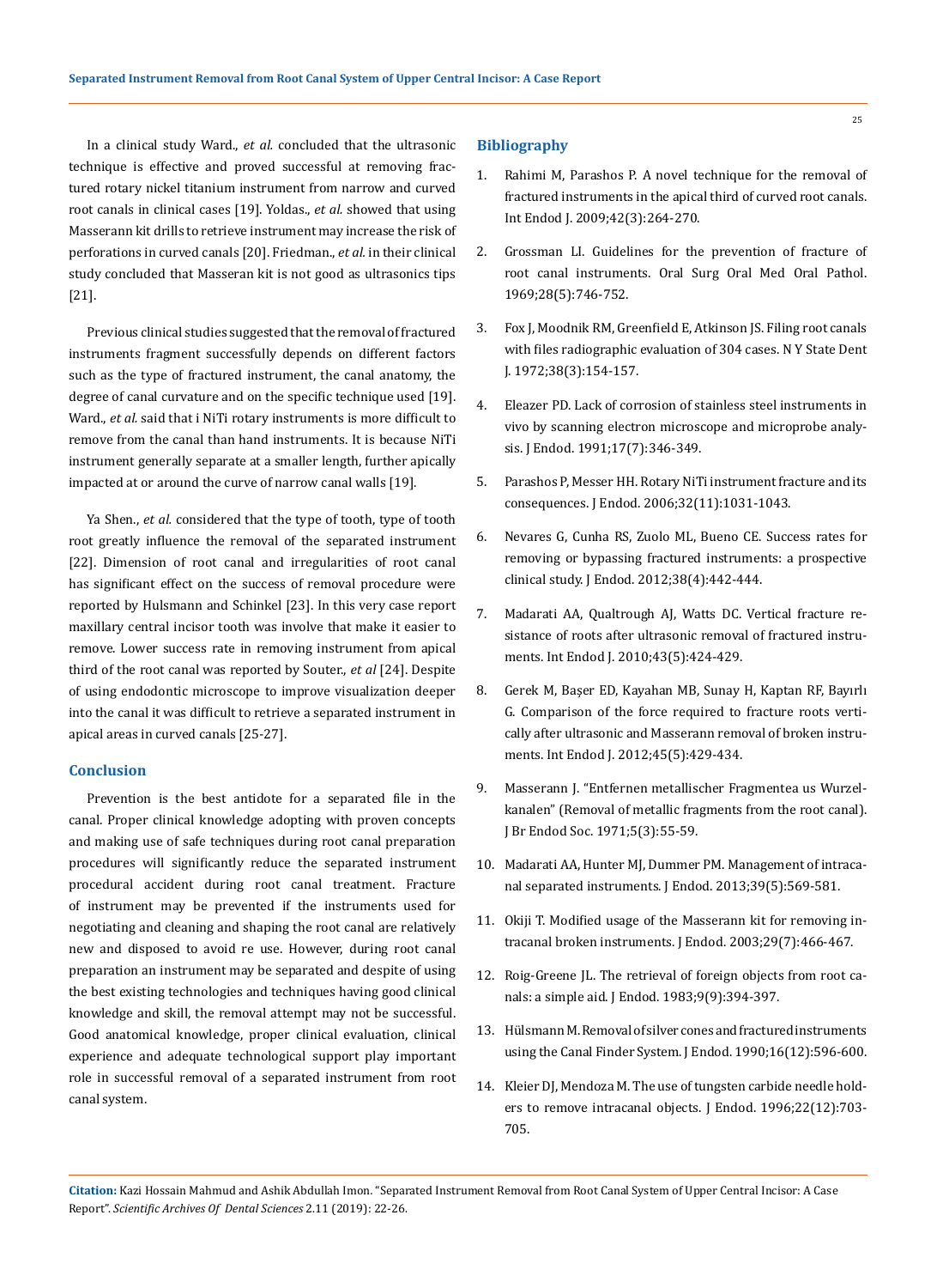In a clinical study Ward., *et al.* concluded that the ultrasonic technique is effective and proved successful at removing fractured rotary nickel titanium instrument from narrow and curved root canals in clinical cases [19]. Yoldas., *et al.* showed that using Masserann kit drills to retrieve instrument may increase the risk of perforations in curved canals [20]. Friedman., *et al.* in their clinical study concluded that Masseran kit is not good as ultrasonics tips [21].

Previous clinical studies suggested that the removal of fractured instruments fragment successfully depends on different factors such as the type of fractured instrument, the canal anatomy, the degree of canal curvature and on the specific technique used [19]. Ward., *et al.* said that i NiTi rotary instruments is more difficult to remove from the canal than hand instruments. It is because NiTi instrument generally separate at a smaller length, further apically impacted at or around the curve of narrow canal walls [19].

Ya Shen., *et al.* considered that the type of tooth, type of tooth root greatly influence the removal of the separated instrument [22]. Dimension of root canal and irregularities of root canal has significant effect on the success of removal procedure were reported by Hulsmann and Schinkel [23]. In this very case report maxillary central incisor tooth was involve that make it easier to remove. Lower success rate in removing instrument from apical third of the root canal was reported by Souter., *et al* [24]. Despite of using endodontic microscope to improve visualization deeper into the canal it was difficult to retrieve a separated instrument in apical areas in curved canals [25-27].

## Conclusion

Prevention is the best antidote for a separated file in the canal. Proper clinical knowledge adopting with proven concepts and making use of safe techniques during root canal preparation procedures will significantly reduce the separated instrument procedural accident during root canal treatment. Fracture of instrument may be prevented if the instruments used for negotiating and cleaning and shaping the root canal are relatively new and disposed to avoid re use. However, during root canal preparation an instrument may be separated and despite of using the best existing technologies and techniques having good clinical knowledge and skill, the removal attempt may not be successful. Good anatomical knowledge, proper clinical evaluation, clinical experience and adequate technological support play important role in successful removal of a separated instrument from root canal system.

## Bibliography

1. Rahimi M, Parashos P. A novel technique for the removal of fractured instruments in the apical third of curved root canals. Int Endod J. 2009;42(3):264-270.
2. Grossman LI. Guidelines for the prevention of fracture of root canal instruments. Oral Surg Oral Med Oral Pathol. 1969;28(5):746-752.
3. Fox J, Moodnik RM, Greenfield E, Atkinson JS. Filing root canals with files radiographic evaluation of 304 cases. N Y State Dent J. 1972;38(3):154-157.
4. Eleazer PD. Lack of corrosion of stainless steel instruments in vivo by scanning electron microscope and microprobe analysis. J Endod. 1991;17(7):346-349.
5. Parashos P, Messer HH. Rotary NiTi instrument fracture and its consequences. J Endod. 2006;32(11):1031-1043.
6. Nevares G, Cunha RS, Zuolo ML, Bueno CE. Success rates for removing or bypassing fractured instruments: a prospective clinical study. J Endod. 2012;38(4):442-444.
7. Madarati AA, Qualtrough AJ, Watts DC. Vertical fracture resistance of roots after ultrasonic removal of fractured instruments. Int Endod J. 2010;43(5):424-429.
8. Gerek M, Başer ED, Kayahan MB, Sunay H, Kaptan RF, Bayırlı G. Comparison of the force required to fracture roots vertically after ultrasonic and Masserann removal of broken instruments. Int Endod J. 2012;45(5):429-434.
9. Masserann J. "Entfernen metallischer Fragmentea us Wurzelkanalen" (Removal of metallic fragments from the root canal). J Br Endod Soc. 1971;5(3):55-59.
10. Madarati AA, Hunter MJ, Dummer PM. Management of intracanal separated instruments. J Endod. 2013;39(5):569-581.
11. Okiji T. Modified usage of the Masserann kit for removing intracanal broken instruments. J Endod. 2003;29(7):466-467.
12. Roig-Greene JL. The retrieval of foreign objects from root canals: a simple aid. J Endod. 1983;9(9):394-397.
13. Hülsmann M. Removal of silver cones and fractured instruments using the Canal Finder System. J Endod. 1990;16(12):596-600.
14. Kleier DJ, Mendoza M. The use of tungsten carbide needle holders to remove intracanal objects. J Endod. 1996;22(12):703-705.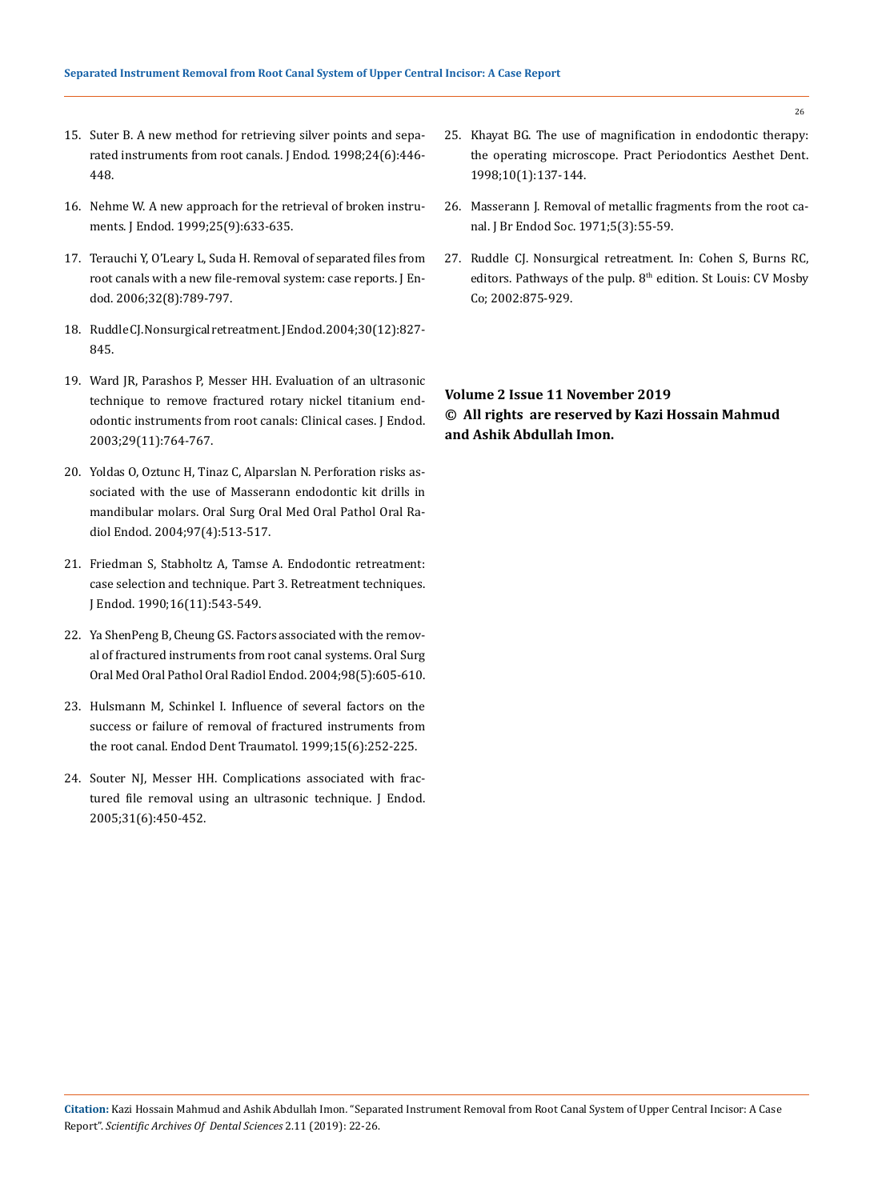15. Suter B. A new method for retrieving silver points and separated instruments from root canals. J Endod. 1998;24(6):446-448.

16. Nehme W. A new approach for the retrieval of broken instruments. J Endod. 1999;25(9):633-635.

17. Terauchi Y, O'Leary L, Suda H. Removal of separated files from root canals with a new file-removal system: case reports. J Endod. 2006;32(8):789-797.

18. Ruddle CJ. Nonsurgical retreatment. J Endod. 2004;30(12):827-845.

19. Ward JR, Parashos P, Messer HH. Evaluation of an ultrasonic technique to remove fractured rotary nickel titanium endodontic instruments from root canals: Clinical cases. J Endod. 2003;29(11):764-767.

20. Yoldas O, Oztunc H, Tinaz C, Alparslan N. Perforation risks associated with the use of Masserann endodontic kit drills in mandibular molars. Oral Surg Oral Med Oral Pathol Oral Radiol Endod. 2004;97(4):513-517.

21. Friedman S, Stabholtz A, Tamse A. Endodontic retreatment: case selection and technique. Part 3. Retreatment techniques. J Endod. 1990;16(11):543-549.

22. Ya ShenPeng B, Cheung GS. Factors associated with the removal of fractured instruments from root canal systems. Oral Surg Oral Med Oral Pathol Oral Radiol Endod. 2004;98(5):605-610.

23. Hulsmann M, Schinkel I. Influence of several factors on the success or failure of removal of fractured instruments from the root canal. Endod Dent Traumatol. 1999;15(6):252-225.

24. Souter NJ, Messer HH. Complications associated with fractured file removal using an ultrasonic technique. J Endod. 2005;31(6):450-452.

25. Khayat BG. The use of magnification in endodontic therapy: the operating microscope. Pract Periodontics Aesthet Dent. 1998;10(1):137-144.

26. Masserann J. Removal of metallic fragments from the root canal. J Br Endod Soc. 1971;5(3):55-59.

27. Ruddle CJ. Nonsurgical retreatment. In: Cohen S, Burns RC, editors. Pathways of the pulp. 8th edition. St Louis: CV Mosby Co; 2002:875-929.

**Volume 2 Issue 11 November 2019**
**© All rights are reserved by Kazi Hossain Mahmud and Ashik Abdullah Imon.**